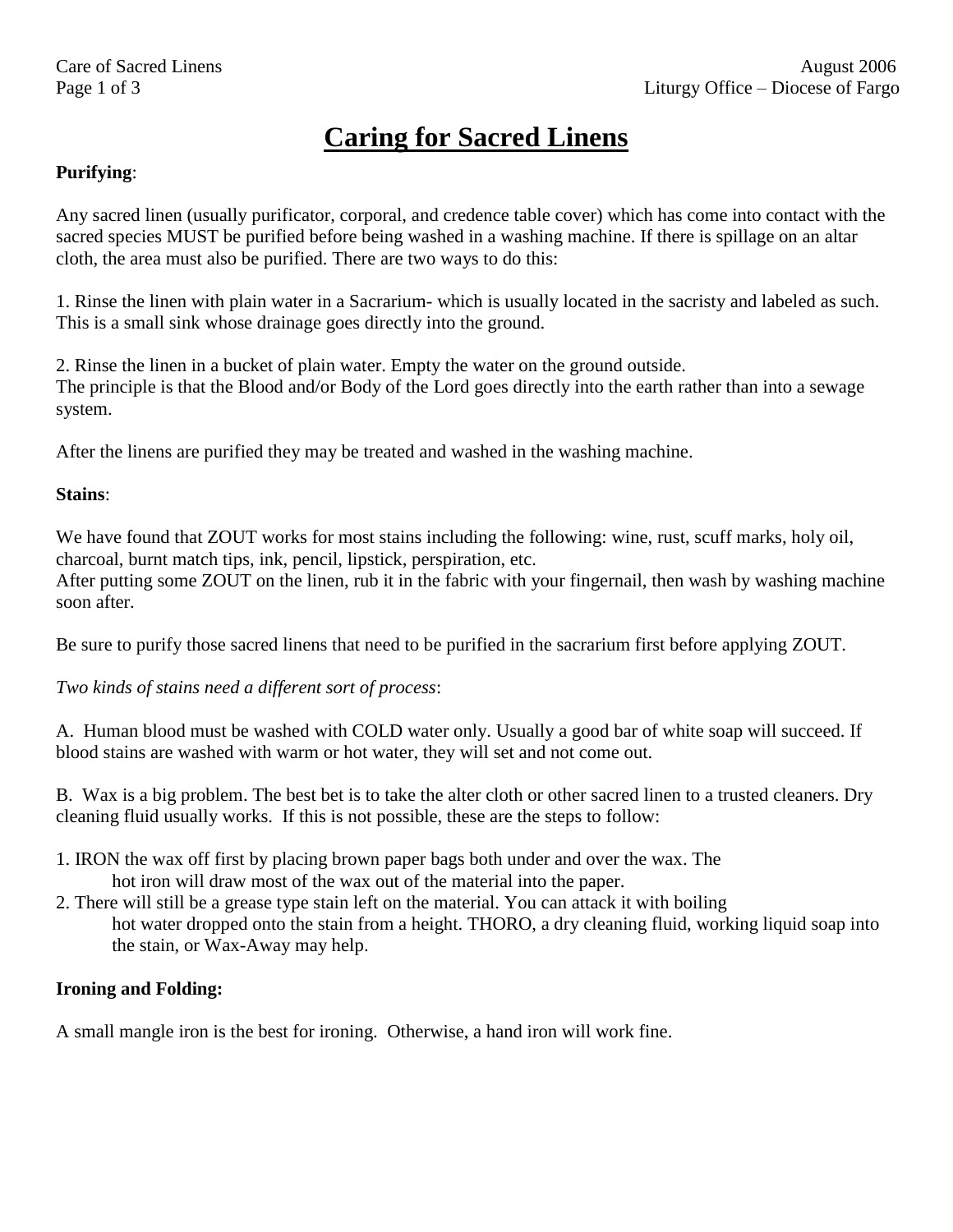# Caring for Sacred Linens

**Purifying**:

Any sacred linen (usually purificator, corporal, and credence table cover) which has come into contact with the sacred species MUST be purified before being washed in a washing machine. If there is spillage on an altar cloth, the area must also be purified. There are two ways to do this:

1. Rinse the linen with plain water in a Sacrarium- which is usually located in the sacristy and labeled as such. This is a small sink whose drainage goes directly into the ground.

2. Rinse the linen in a bucket of plain water. Empty the water on the ground outside.
The principle is that the Blood and/or Body of the Lord goes directly into the earth rather than into a sewage system.

After the linens are purified they may be treated and washed in the washing machine.

**Stains**:

We have found that ZOUT works for most stains including the following: wine, rust, scuff marks, holy oil, charcoal, burnt match tips, ink, pencil, lipstick, perspiration, etc.
After putting some ZOUT on the linen, rub it in the fabric with your fingernail, then wash by washing machine soon after.

Be sure to purify those sacred linens that need to be purified in the sacrarium first before applying ZOUT.

*Two kinds of stains need a different sort of process*:

A. Human blood must be washed with COLD water only. Usually a good bar of white soap will succeed. If blood stains are washed with warm or hot water, they will set and not come out.

B. Wax is a big problem. The best bet is to take the alter cloth or other sacred linen to a trusted cleaners. Dry cleaning fluid usually works. If this is not possible, these are the steps to follow:

1. IRON the wax off first by placing brown paper bags both under and over the wax. The hot iron will draw most of the wax out of the material into the paper.
2. There will still be a grease type stain left on the material. You can attack it with boiling hot water dropped onto the stain from a height. THORO, a dry cleaning fluid, working liquid soap into the stain, or Wax-Away may help.

**Ironing and Folding:**

A small mangle iron is the best for ironing. Otherwise, a hand iron will work fine.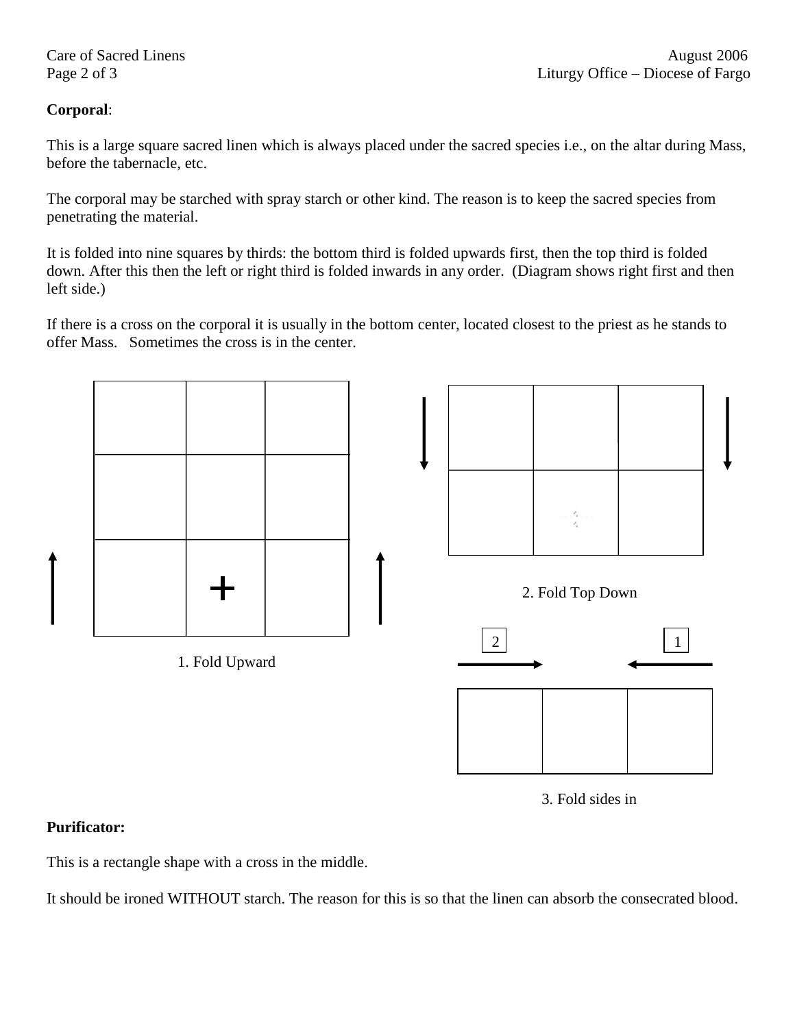**Corporal**:

This is a large square sacred linen which is always placed under the sacred species i.e., on the altar during Mass, before the tabernacle, etc.

The corporal may be starched with spray starch or other kind. The reason is to keep the sacred species from penetrating the material.

It is folded into nine squares by thirds: the bottom third is folded upwards first, then the top third is folded down. After this then the left or right third is folded inwards in any order. (Diagram shows right first and then left side.)

If there is a cross on the corporal it is usually in the bottom center, located closest to the priest as he stands to offer Mass. Sometimes the cross is in the center.

1. Fold Upward

2. Fold Top Down

3. Fold sides in

**Purificator:**

This is a rectangle shape with a cross in the middle.

It should be ironed WITHOUT starch. The reason for this is so that the linen can absorb the consecrated blood.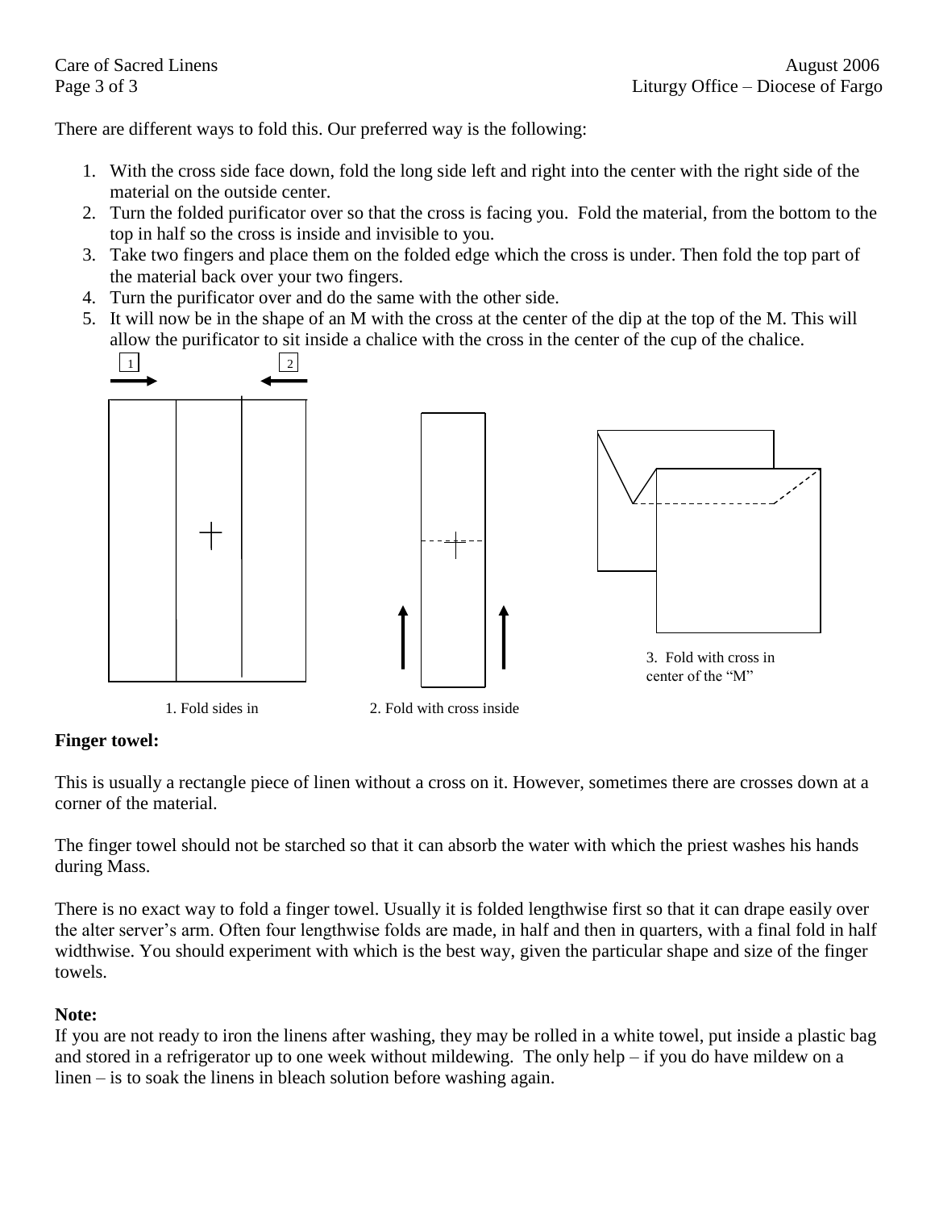There are different ways to fold this. Our preferred way is the following:

1. With the cross side face down, fold the long side left and right into the center with the right side of the material on the outside center.
2. Turn the folded purificator over so that the cross is facing you. Fold the material, from the bottom to the top in half so the cross is inside and invisible to you.
3. Take two fingers and place them on the folded edge which the cross is under. Then fold the top part of the material back over your two fingers.
4. Turn the purificator over and do the same with the other side.
5. It will now be in the shape of an M with the cross at the center of the dip at the top of the M. This will allow the purificator to sit inside a chalice with the cross in the center of the cup of the chalice.

1

2

1. Fold sides in

2. Fold with cross inside

3. Fold with cross in center of the "M"

**Finger towel:**

This is usually a rectangle piece of linen without a cross on it. However, sometimes there are crosses down at a corner of the material.

The finger towel should not be starched so that it can absorb the water with which the priest washes his hands during Mass.

There is no exact way to fold a finger towel. Usually it is folded lengthwise first so that it can drape easily over the alter server's arm. Often four lengthwise folds are made, in half and then in quarters, with a final fold in half widthwise. You should experiment with which is the best way, given the particular shape and size of the finger towels.

**Note:**
If you are not ready to iron the linens after washing, they may be rolled in a white towel, put inside a plastic bag and stored in a refrigerator up to one week without mildewing. The only help – if you do have mildew on a linen – is to soak the linens in bleach solution before washing again.